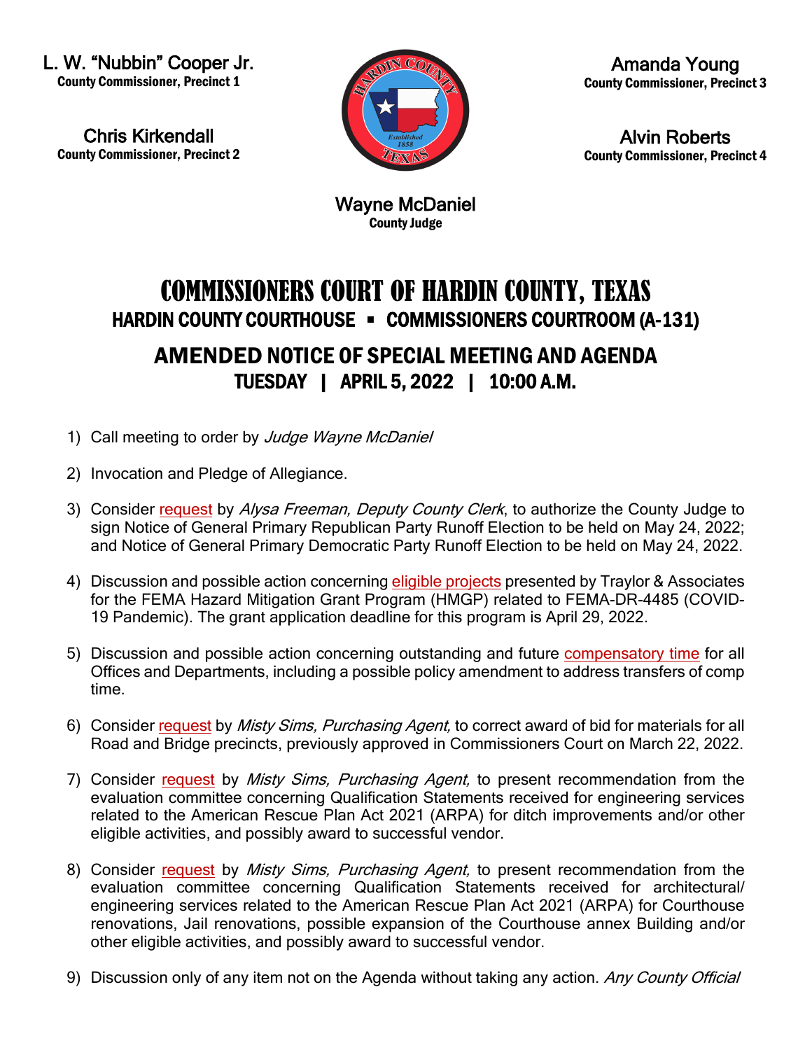L. W. "Nubbin" Cooper Jr.
**County Commissioner, Precinct 1**

Chris Kirkendall
**County Commissioner, Precinct 2**

Amanda Young
**County Commissioner, Precinct 3**

Alvin Roberts
**County Commissioner, Precinct 4**

Wayne McDaniel
**County Judge**

# COMMISSIONERS COURT OF HARDIN COUNTY, TEXAS

## HARDIN COUNTY COURTHOUSE ▪ COMMISSIONERS COURTROOM (A-131)

## AMENDED NOTICE OF SPECIAL MEETING AND AGENDA

### TUESDAY | APRIL 5, 2022 | 10:00 A.M.

1) Call meeting to order by *Judge Wayne McDaniel*

2) Invocation and Pledge of Allegiance.

3) Consider request by *Alysa Freeman, Deputy County Clerk*, to authorize the County Judge to sign Notice of General Primary Republican Party Runoff Election to be held on May 24, 2022; and Notice of General Primary Democratic Party Runoff Election to be held on May 24, 2022.

4) Discussion and possible action concerning eligible projects presented by Traylor & Associates for the FEMA Hazard Mitigation Grant Program (HMGP) related to FEMA-DR-4485 (COVID-19 Pandemic). The grant application deadline for this program is April 29, 2022.

5) Discussion and possible action concerning outstanding and future compensatory time for all Offices and Departments, including a possible policy amendment to address transfers of comp time.

6) Consider request by *Misty Sims, Purchasing Agent,* to correct award of bid for materials for all Road and Bridge precincts, previously approved in Commissioners Court on March 22, 2022.

7) Consider request by *Misty Sims, Purchasing Agent,* to present recommendation from the evaluation committee concerning Qualification Statements received for engineering services related to the American Rescue Plan Act 2021 (ARPA) for ditch improvements and/or other eligible activities, and possibly award to successful vendor.

8) Consider request by *Misty Sims, Purchasing Agent,* to present recommendation from the evaluation committee concerning Qualification Statements received for architectural/ engineering services related to the American Rescue Plan Act 2021 (ARPA) for Courthouse renovations, Jail renovations, possible expansion of the Courthouse annex Building and/or other eligible activities, and possibly award to successful vendor.

9) Discussion only of any item not on the Agenda without taking any action. *Any County Official*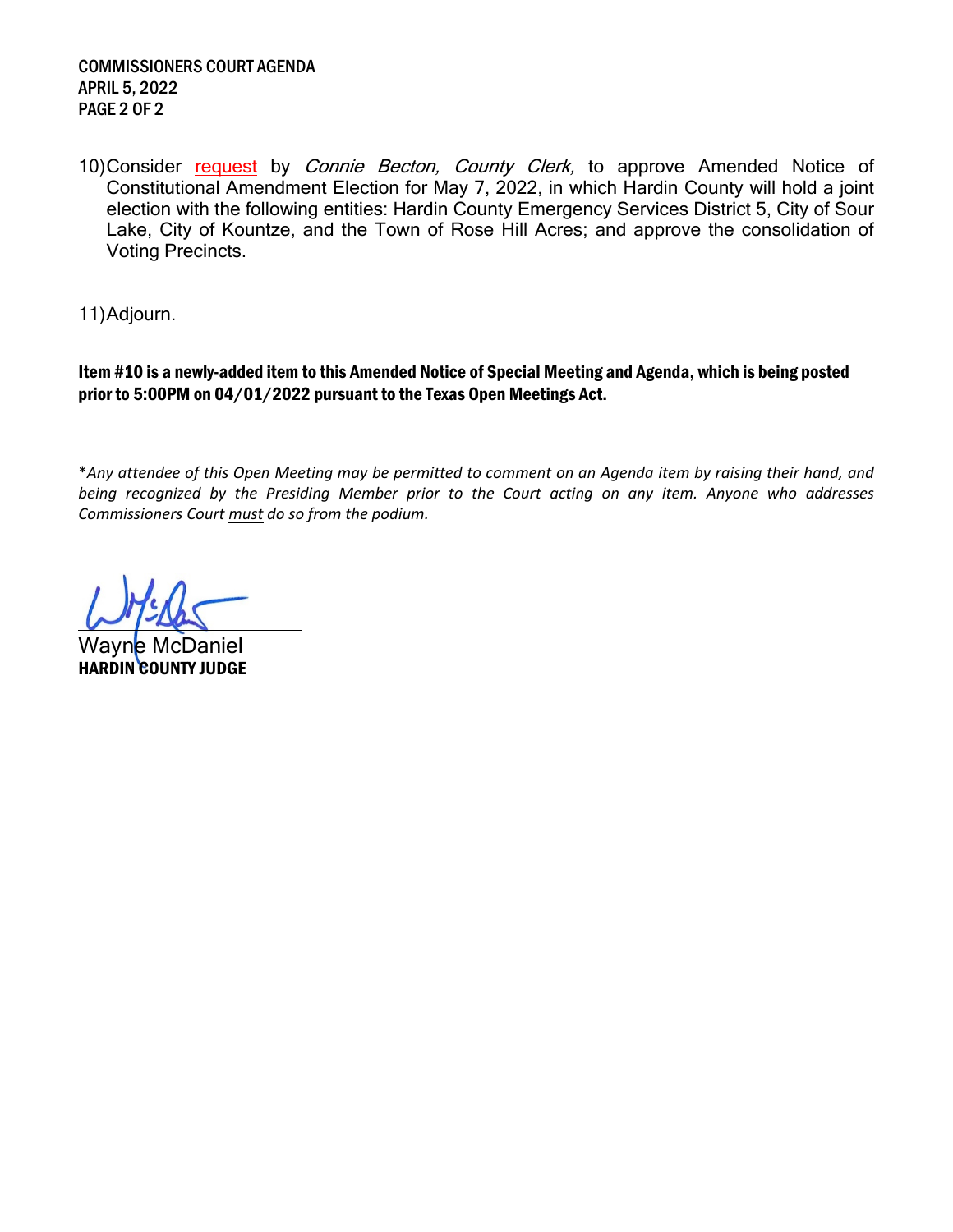10) Consider request by *Connie Becton, County Clerk,* to approve Amended Notice of Constitutional Amendment Election for May 7, 2022, in which Hardin County will hold a joint election with the following entities: Hardin County Emergency Services District 5, City of Sour Lake, City of Kountze, and the Town of Rose Hill Acres; and approve the consolidation of Voting Precincts.

11) Adjourn.

**Item #10 is a newly-added item to this Amended Notice of Special Meeting and Agenda, which is being posted prior to 5:00PM on 04/01/2022 pursuant to the Texas Open Meetings Act.**

*\*Any attendee of this Open Meeting may be permitted to comment on an Agenda item by raising their hand, and being recognized by the Presiding Member prior to the Court acting on any item. Anyone who addresses Commissioners Court must do so from the podium.*

Wayne McDaniel
**HARDIN COUNTY JUDGE**